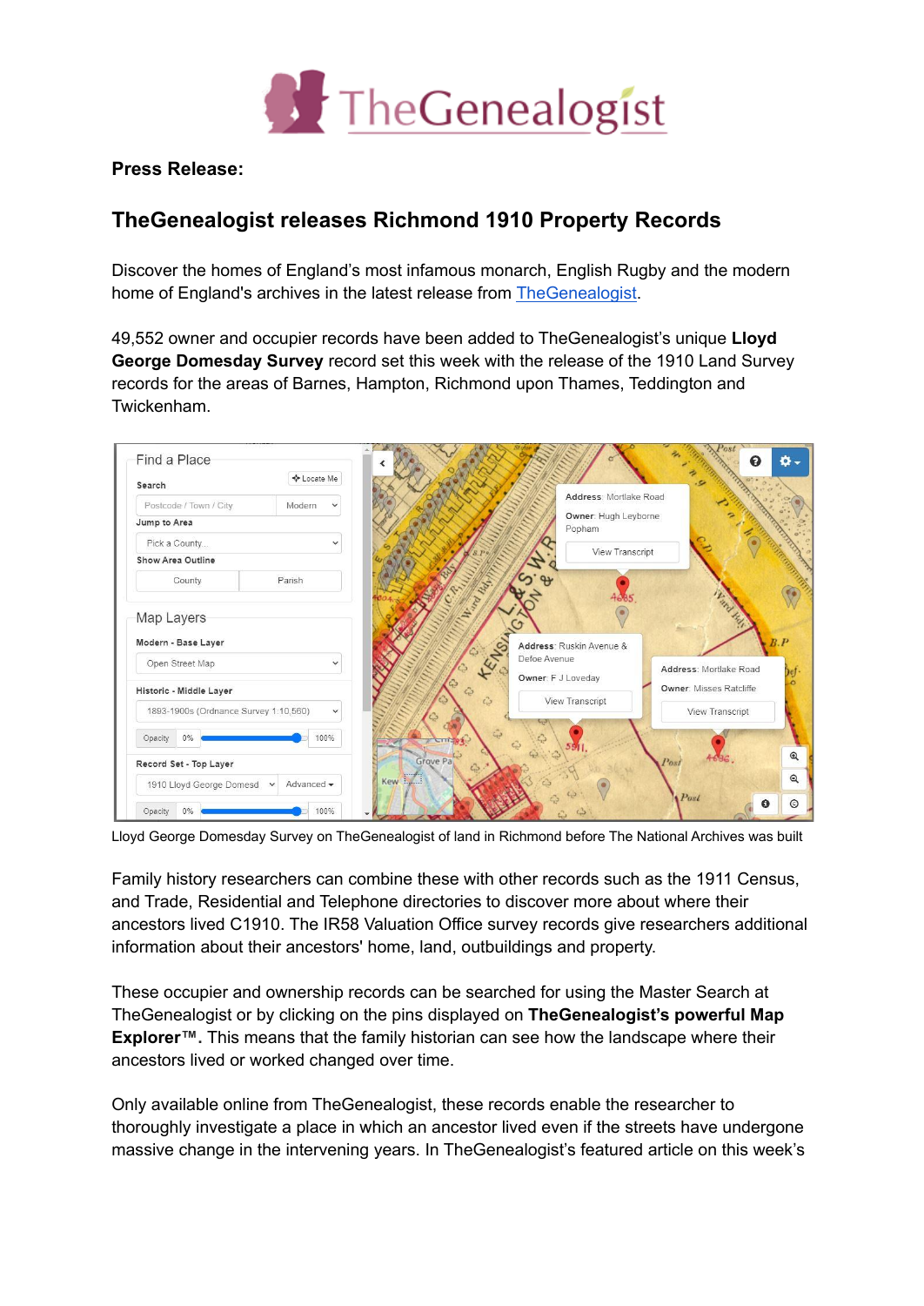**Press Release:**

## TheGenealogist releases Richmond 1910 Property Records

Discover the homes of England's most infamous monarch, English Rugby and the modern home of England's archives in the latest release from TheGenealogist.

49,552 owner and occupier records have been added to TheGenealogist's unique **Lloyd George Domesday Survey** record set this week with the release of the 1910 Land Survey records for the areas of Barnes, Hampton, Richmond upon Thames, Teddington and Twickenham.

Lloyd George Domesday Survey on TheGenealogist of land in Richmond before The National Archives was built

Family history researchers can combine these with other records such as the 1911 Census, and Trade, Residential and Telephone directories to discover more about where their ancestors lived C1910. The IR58 Valuation Office survey records give researchers additional information about their ancestors' home, land, outbuildings and property.

These occupier and ownership records can be searched for using the Master Search at TheGenealogist or by clicking on the pins displayed on **TheGenealogist's powerful Map Explorer™.** This means that the family historian can see how the landscape where their ancestors lived or worked changed over time.

Only available online from TheGenealogist, these records enable the researcher to thoroughly investigate a place in which an ancestor lived even if the streets have undergone massive change in the intervening years. In TheGenealogist's featured article on this week's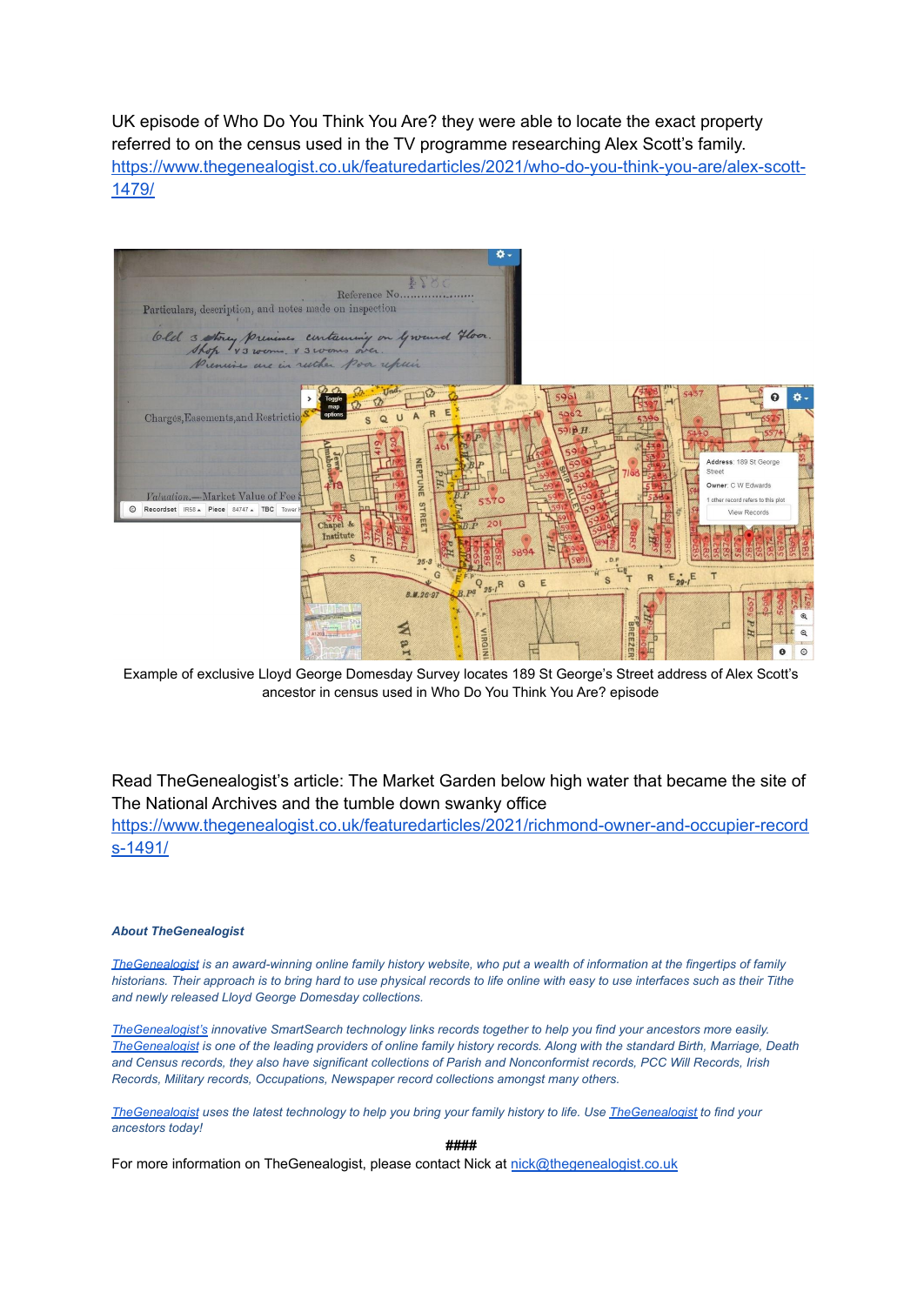UK episode of Who Do You Think You Are? they were able to locate the exact property referred to on the census used in the TV programme researching Alex Scott's family. https://www.thegenealogist.co.uk/featuredarticles/2021/who-do-you-think-you-are/alex-scott-1479/

Example of exclusive Lloyd George Domesday Survey locates 189 St George's Street address of Alex Scott's ancestor in census used in Who Do You Think You Are? episode

Read TheGenealogist's article: The Market Garden below high water that became the site of The National Archives and the tumble down swanky office https://www.thegenealogist.co.uk/featuredarticles/2021/richmond-owner-and-occupier-records-1491/

***About TheGenealogist***

*TheGenealogist is an award-winning online family history website, who put a wealth of information at the fingertips of family historians. Their approach is to bring hard to use physical records to life online with easy to use interfaces such as their Tithe and newly released Lloyd George Domesday collections.*

*TheGenealogist's innovative SmartSearch technology links records together to help you find your ancestors more easily. TheGenealogist is one of the leading providers of online family history records. Along with the standard Birth, Marriage, Death and Census records, they also have significant collections of Parish and Nonconformist records, PCC Will Records, Irish Records, Military records, Occupations, Newspaper record collections amongst many others.*

*TheGenealogist uses the latest technology to help you bring your family history to life. Use TheGenealogist to find your ancestors today!*

**####**

For more information on TheGenealogist, please contact Nick at nick@thegenealogist.co.uk